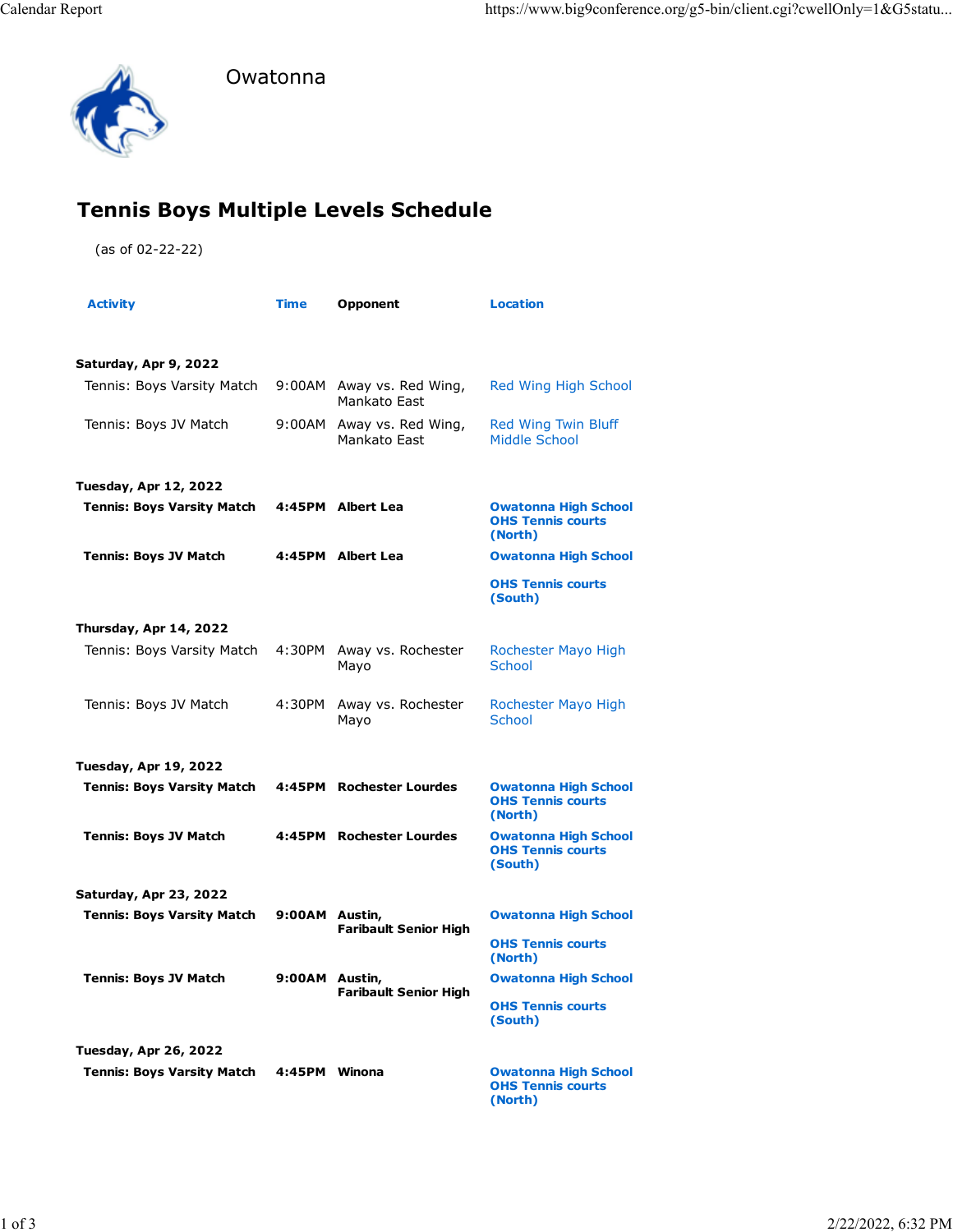Owatonna

# Tennis Boys Multiple Levels Schedule

(as of 02-22-22)

| Activity | Time | Opponent | Location |
|---|---|---|---|
| **Saturday, Apr 9, 2022** | | | |
| Tennis: Boys Varsity Match | 9:00AM | Away vs. Red Wing, Mankato East | Red Wing High School |
| Tennis: Boys JV Match | 9:00AM | Away vs. Red Wing, Mankato East | Red Wing Twin Bluff Middle School |
| **Tuesday, Apr 12, 2022** | | | |
| **Tennis: Boys Varsity Match** | **4:45PM** | **Albert Lea** | **Owatonna High School OHS Tennis courts (North)** |
| **Tennis: Boys JV Match** | **4:45PM** | **Albert Lea** | **Owatonna High School OHS Tennis courts (South)** |
| **Thursday, Apr 14, 2022** | | | |
| Tennis: Boys Varsity Match | 4:30PM | Away vs. Rochester Mayo | Rochester Mayo High School |
| Tennis: Boys JV Match | 4:30PM | Away vs. Rochester Mayo | Rochester Mayo High School |
| **Tuesday, Apr 19, 2022** | | | |
| **Tennis: Boys Varsity Match** | **4:45PM** | **Rochester Lourdes** | **Owatonna High School OHS Tennis courts (North)** |
| **Tennis: Boys JV Match** | **4:45PM** | **Rochester Lourdes** | **Owatonna High School OHS Tennis courts (South)** |
| **Saturday, Apr 23, 2022** | | | |
| **Tennis: Boys Varsity Match** | **9:00AM** | **Austin, Faribault Senior High** | **Owatonna High School OHS Tennis courts (North)** |
| **Tennis: Boys JV Match** | **9:00AM** | **Austin, Faribault Senior High** | **Owatonna High School OHS Tennis courts (South)** |
| **Tuesday, Apr 26, 2022** | | | |
| **Tennis: Boys Varsity Match** | **4:45PM** | **Winona** | **Owatonna High School OHS Tennis courts (North)** |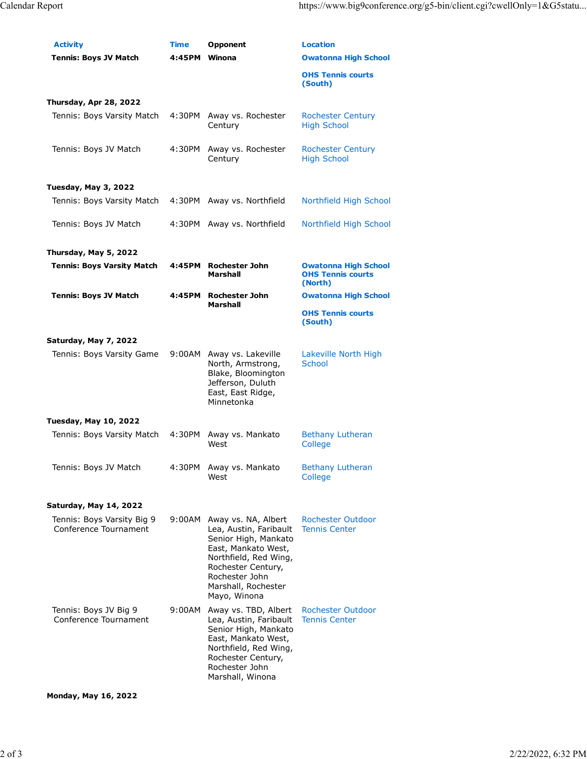| Activity | Time | Opponent | Location |
| --- | --- | --- | --- |
| **Tennis: Boys JV Match** | **4:45PM** | **Winona** | **Owatonna High School** **OHS Tennis courts (South)** |
| **Thursday, Apr 28, 2022** | | | |
| Tennis: Boys Varsity Match | 4:30PM | Away vs. Rochester Century | Rochester Century High School |
| Tennis: Boys JV Match | 4:30PM | Away vs. Rochester Century | Rochester Century High School |
| **Tuesday, May 3, 2022** | | | |
| Tennis: Boys Varsity Match | 4:30PM | Away vs. Northfield | Northfield High School |
| Tennis: Boys JV Match | 4:30PM | Away vs. Northfield | Northfield High School |
| **Thursday, May 5, 2022** | | | |
| **Tennis: Boys Varsity Match** | **4:45PM** | **Rochester John Marshall** | **Owatonna High School** **OHS Tennis courts (North)** |
| **Tennis: Boys JV Match** | **4:45PM** | **Rochester John Marshall** | **Owatonna High School** **OHS Tennis courts (South)** |
| **Saturday, May 7, 2022** | | | |
| Tennis: Boys Varsity Game | 9:00AM | Away vs. Lakeville North, Armstrong, Blake, Bloomington Jefferson, Duluth East, East Ridge, Minnetonka | Lakeville North High School |
| **Tuesday, May 10, 2022** | | | |
| Tennis: Boys Varsity Match | 4:30PM | Away vs. Mankato West | Bethany Lutheran College |
| Tennis: Boys JV Match | 4:30PM | Away vs. Mankato West | Bethany Lutheran College |
| **Saturday, May 14, 2022** | | | |
| Tennis: Boys Varsity Big 9 Conference Tournament | 9:00AM | Away vs. NA, Albert Lea, Austin, Faribault Senior High, Mankato East, Mankato West, Northfield, Red Wing, Rochester Century, Rochester John Marshall, Rochester Mayo, Winona | Rochester Outdoor Tennis Center |
| Tennis: Boys JV Big 9 Conference Tournament | 9:00AM | Away vs. TBD, Albert Lea, Austin, Faribault Senior High, Mankato East, Mankato West, Northfield, Red Wing, Rochester Century, Rochester John Marshall, Winona | Rochester Outdoor Tennis Center |
| **Monday, May 16, 2022** | | | |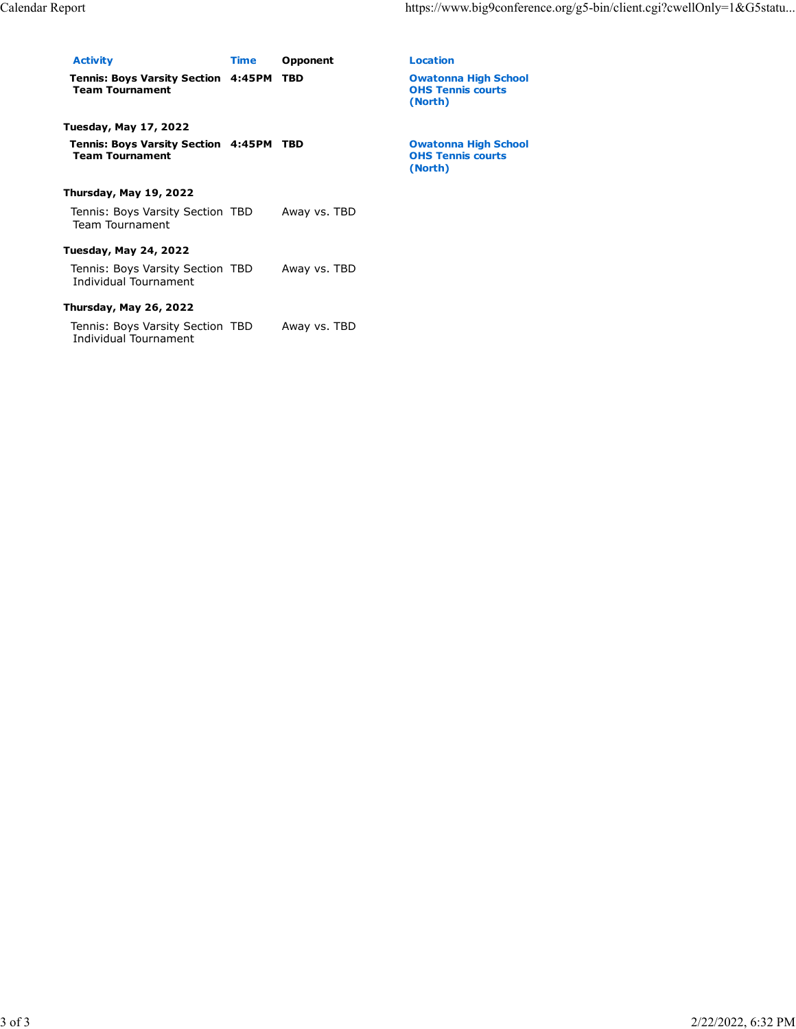| Activity | Time | Opponent | Location |
|---|---|---|---|
| **Tennis: Boys Varsity Section Team Tournament** | **4:45PM** | **TBD** | **Owatonna High School OHS Tennis courts (North)** |
| **Tuesday, May 17, 2022** | | | |
| **Tennis: Boys Varsity Section Team Tournament** | **4:45PM** | **TBD** | **Owatonna High School OHS Tennis courts (North)** |
| **Thursday, May 19, 2022** | | | |
| Tennis: Boys Varsity Section Team Tournament | TBD | Away vs. TBD | |
| **Tuesday, May 24, 2022** | | | |
| Tennis: Boys Varsity Section Individual Tournament | TBD | Away vs. TBD | |
| **Thursday, May 26, 2022** | | | |
| Tennis: Boys Varsity Section Individual Tournament | TBD | Away vs. TBD | |